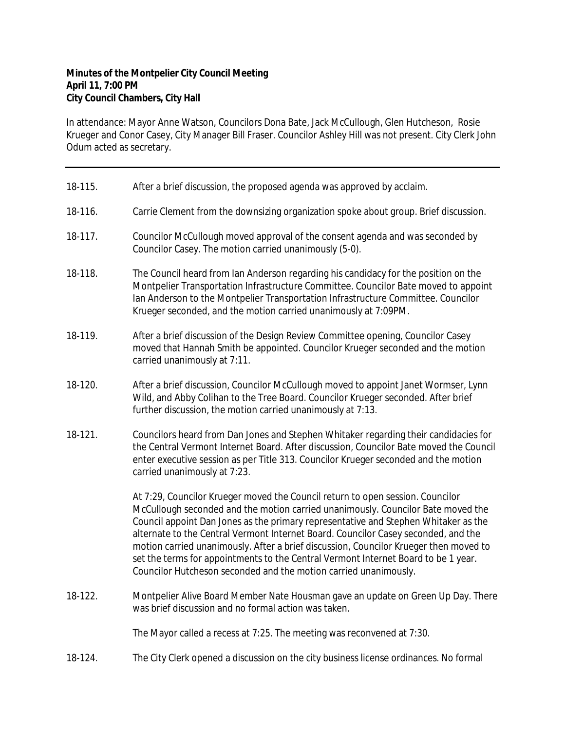**Minutes of the Montpelier City Council Meeting**
**April 11, 7:00 PM**
**City Council Chambers, City Hall**

In attendance: Mayor Anne Watson, Councilors Dona Bate, Jack McCullough, Glen Hutcheson, Rosie Krueger and Conor Casey, City Manager Bill Fraser. Councilor Ashley Hill was not present. City Clerk John Odum acted as secretary.

---

18-115. After a brief discussion, the proposed agenda was approved by acclaim.

18-116. Carrie Clement from the downsizing organization spoke about group. Brief discussion.

18-117. Councilor McCullough moved approval of the consent agenda and was seconded by Councilor Casey. The motion carried unanimously (5-0).

18-118. The Council heard from Ian Anderson regarding his candidacy for the position on the Montpelier Transportation Infrastructure Committee. Councilor Bate moved to appoint Ian Anderson to the Montpelier Transportation Infrastructure Committee. Councilor Krueger seconded, and the motion carried unanimously at 7:09PM.

18-119. After a brief discussion of the Design Review Committee opening, Councilor Casey moved that Hannah Smith be appointed. Councilor Krueger seconded and the motion carried unanimously at 7:11.

18-120. After a brief discussion, Councilor McCullough moved to appoint Janet Wormser, Lynn Wild, and Abby Colihan to the Tree Board. Councilor Krueger seconded. After brief further discussion, the motion carried unanimously at 7:13.

18-121. Councilors heard from Dan Jones and Stephen Whitaker regarding their candidacies for the Central Vermont Internet Board. After discussion, Councilor Bate moved the Council enter executive session as per Title 313. Councilor Krueger seconded and the motion carried unanimously at 7:23.

At 7:29, Councilor Krueger moved the Council return to open session. Councilor McCullough seconded and the motion carried unanimously. Councilor Bate moved the Council appoint Dan Jones as the primary representative and Stephen Whitaker as the alternate to the Central Vermont Internet Board. Councilor Casey seconded, and the motion carried unanimously. After a brief discussion, Councilor Krueger then moved to set the terms for appointments to the Central Vermont Internet Board to be 1 year. Councilor Hutcheson seconded and the motion carried unanimously.

18-122. Montpelier Alive Board Member Nate Housman gave an update on Green Up Day. There was brief discussion and no formal action was taken.

The Mayor called a recess at 7:25. The meeting was reconvened at 7:30.

18-124. The City Clerk opened a discussion on the city business license ordinances. No formal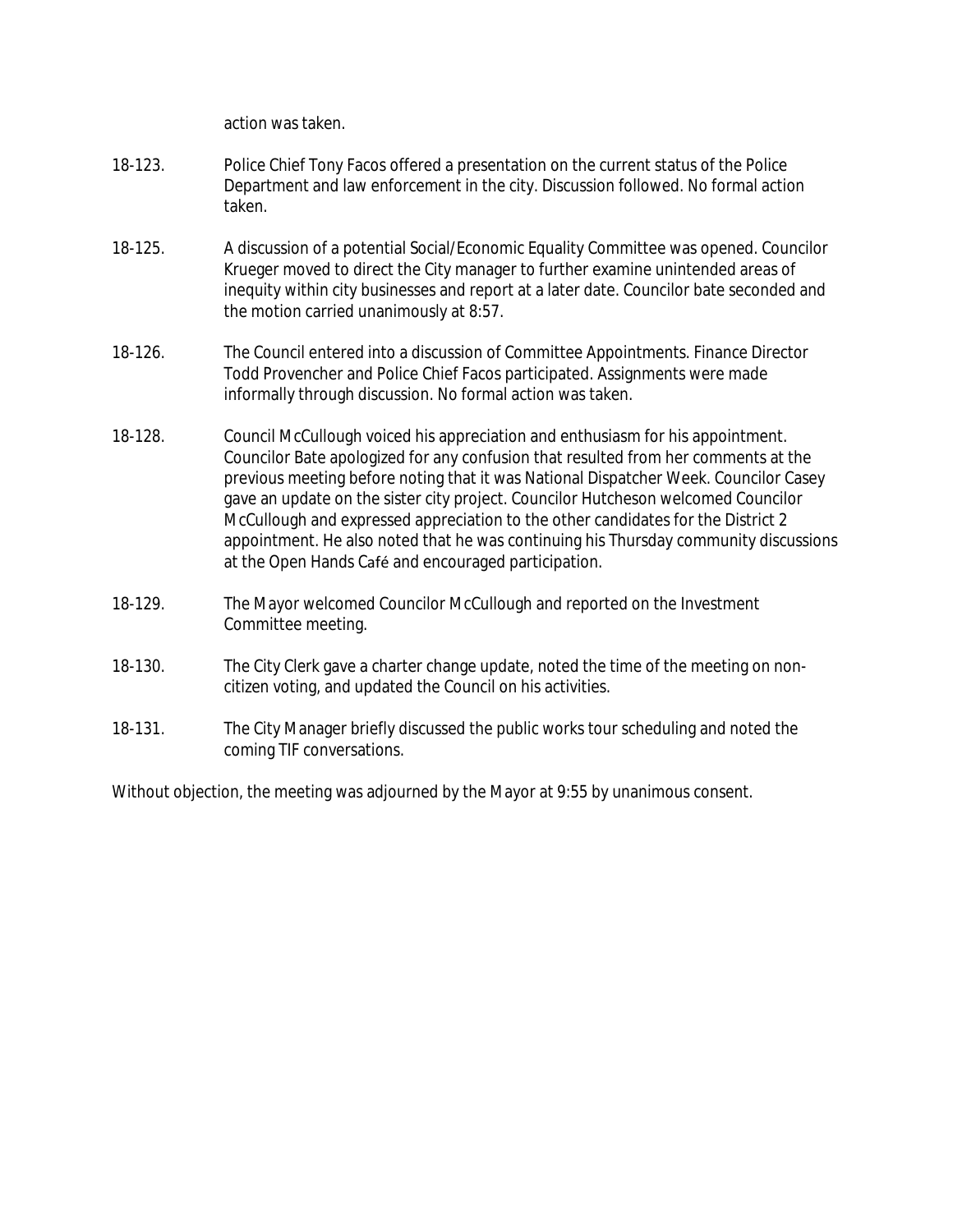action was taken.

18-123. Police Chief Tony Facos offered a presentation on the current status of the Police Department and law enforcement in the city. Discussion followed. No formal action taken.

18-125. A discussion of a potential Social/Economic Equality Committee was opened. Councilor Krueger moved to direct the City manager to further examine unintended areas of inequity within city businesses and report at a later date. Councilor bate seconded and the motion carried unanimously at 8:57.

18-126. The Council entered into a discussion of Committee Appointments. Finance Director Todd Provencher and Police Chief Facos participated. Assignments were made informally through discussion. No formal action was taken.

18-128. Council McCullough voiced his appreciation and enthusiasm for his appointment. Councilor Bate apologized for any confusion that resulted from her comments at the previous meeting before noting that it was National Dispatcher Week. Councilor Casey gave an update on the sister city project. Councilor Hutcheson welcomed Councilor McCullough and expressed appreciation to the other candidates for the District 2 appointment. He also noted that he was continuing his Thursday community discussions at the Open Hands Café and encouraged participation.

18-129. The Mayor welcomed Councilor McCullough and reported on the Investment Committee meeting.

18-130. The City Clerk gave a charter change update, noted the time of the meeting on non-citizen voting, and updated the Council on his activities.

18-131. The City Manager briefly discussed the public works tour scheduling and noted the coming TIF conversations.

Without objection, the meeting was adjourned by the Mayor at 9:55 by unanimous consent.